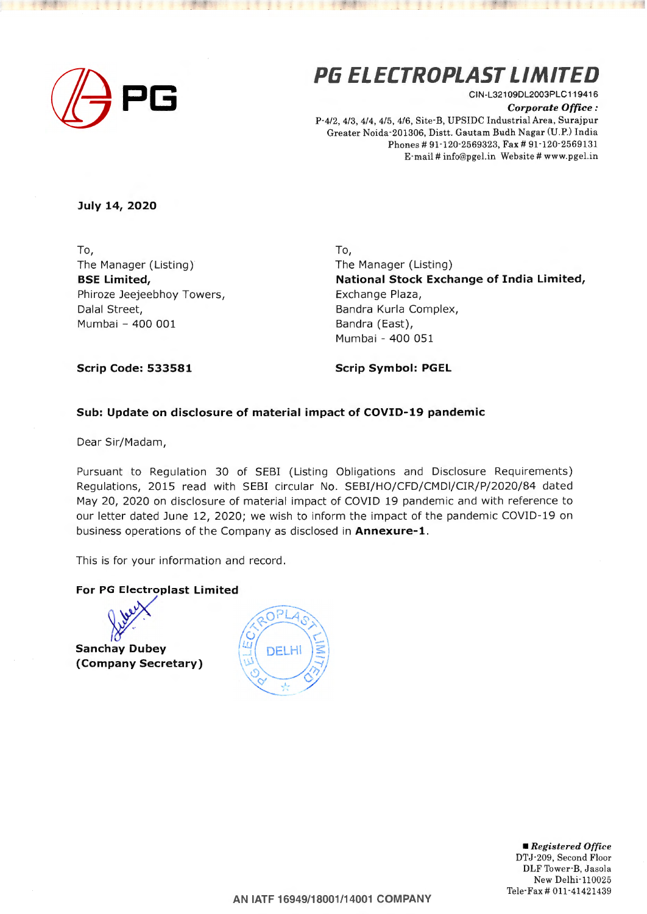# PG ELECTROPLAST LIMITED

CIN-L32109DL2003PLC119416

***Corporate Office :***
P-4/2, 4/3, 4/4, 4/5, 4/6, Site-B, UPSIDC Industrial Area, Surajpur
Greater Noida-201306, Distt. Gautam Budh Nagar (U.P.) India
Phones # 91-120-2569323, Fax # 91-120-2569131
E-mail # info@pgel.in Website # www.pgel.in

**July 14, 2020**

To,
The Manager (Listing)
**BSE Limited,**
Phiroze Jeejeebhoy Towers,
Dalal Street,
Mumbai – 400 001

**Scrip Code: 533581**

To,
The Manager (Listing)
**National Stock Exchange of India Limited,**
Exchange Plaza,
Bandra Kurla Complex,
Bandra (East),
Mumbai - 400 051

**Scrip Symbol: PGEL**

**Sub: Update on disclosure of material impact of COVID-19 pandemic**

Dear Sir/Madam,

Pursuant to Regulation 30 of SEBI (Listing Obligations and Disclosure Requirements) Regulations, 2015 read with SEBI circular No. SEBI/HO/CFD/CMDI/CIR/P/2020/84 dated May 20, 2020 on disclosure of material impact of COVID 19 pandemic and with reference to our letter dated June 12, 2020; we wish to inform the impact of the pandemic COVID-19 on business operations of the Company as disclosed in **Annexure-1**.

This is for your information and record.

**For PG Electroplast Limited**

**Sanchay Dubey**
**(Company Secretary)**

***Registered Office***
DTJ-209, Second Floor
DLF Tower-B, Jasola
New Delhi-110025
Tele-Fax # 011-41421439

AN IATF 16949/18001/14001 COMPANY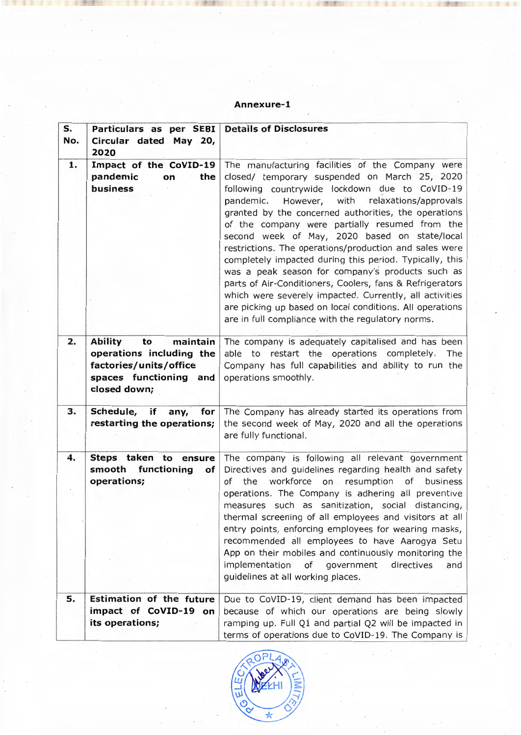**Annexure-1**

| S. No. | Particulars as per SEBI Circular dated May 20, 2020 | Details of Disclosures |
|---|---|---|
| 1. | **Impact of the CoVID-19 pandemic on the business** | The manufacturing facilities of the Company were closed/ temporary suspended on March 25, 2020 following countrywide lockdown due to CoVID-19 pandemic. However, with relaxations/approvals granted by the concerned authorities, the operations of the company were partially resumed from the second week of May, 2020 based on state/local restrictions. The operations/production and sales were completely impacted during this period. Typically, this was a peak season for company's products such as parts of Air-Conditioners, Coolers, fans & Refrigerators which were severely impacted. Currently, all activities are picking up based on local conditions. All operations are in full compliance with the regulatory norms. |
| 2. | **Ability to maintain operations including the factories/units/office spaces functioning and closed down;** | The company is adequately capitalised and has been able to restart the operations completely. The Company has full capabilities and ability to run the operations smoothly. |
| 3. | **Schedule, if any, for restarting the operations;** | The Company has already started its operations from the second week of May, 2020 and all the operations are fully functional. |
| 4. | **Steps taken to ensure smooth functioning of operations;** | The company is following all relevant government Directives and guidelines regarding health and safety of the workforce on resumption of business operations. The Company is adhering all preventive measures such as sanitization, social distancing, thermal screening of all employees and visitors at all entry points, enforcing employees for wearing masks, recommended all employees to have Aarogya Setu App on their mobiles and continuously monitoring the implementation of government directives and guidelines at all working places. |
| 5. | **Estimation of the future impact of CoVID-19 on its operations;** | Due to CoVID-19, client demand has been impacted because of which our operations are being slowly ramping up. Full Q1 and partial Q2 will be impacted in terms of operations due to CoVID-19. The Company is |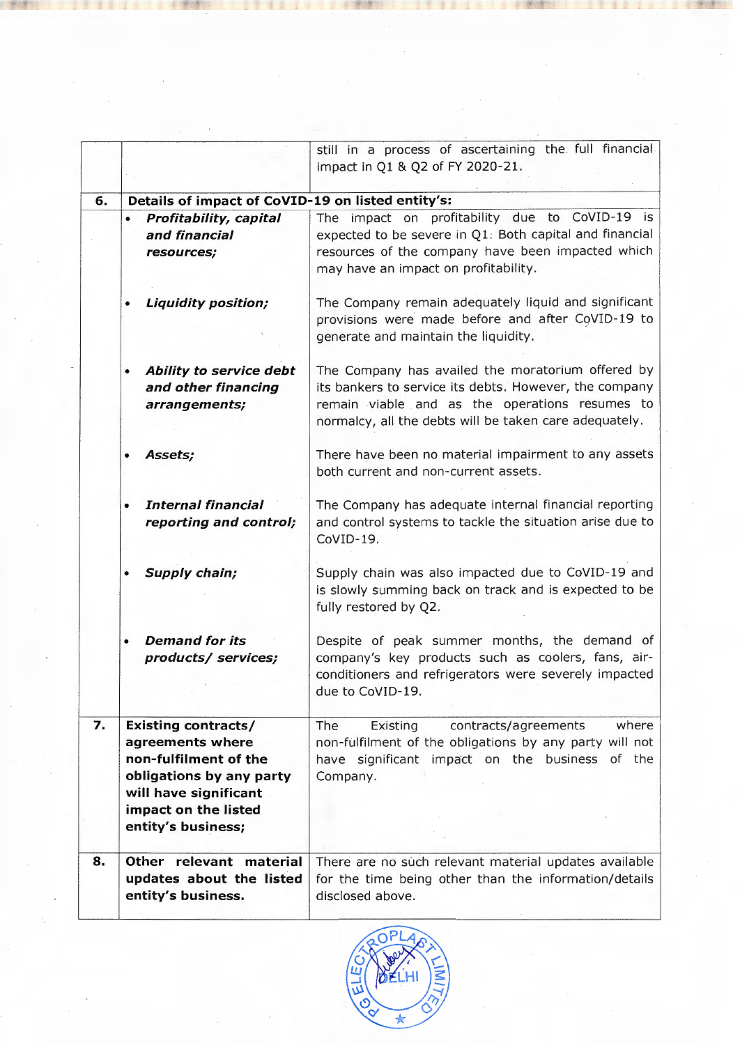| | | |
|---|---|---|
| | | still in a process of ascertaining the full financial impact in Q1 & Q2 of FY 2020-21. |
| **6.** | **Details of impact of CoVID-19 on listed entity's:** | |
| | • ***Profitability, capital and financial resources;*** | The impact on profitability due to CoVID-19 is expected to be severe in Q1. Both capital and financial resources of the company have been impacted which may have an impact on profitability. |
| | • ***Liquidity position;*** | The Company remain adequately liquid and significant provisions were made before and after CoVID-19 to generate and maintain the liquidity. |
| | • ***Ability to service debt and other financing arrangements;*** | The Company has availed the moratorium offered by its bankers to service its debts. However, the company remain viable and as the operations resumes to normalcy, all the debts will be taken care adequately. |
| | • ***Assets;*** | There have been no material impairment to any assets both current and non-current assets. |
| | • ***Internal financial reporting and control;*** | The Company has adequate internal financial reporting and control systems to tackle the situation arise due to CoVID-19. |
| | • ***Supply chain;*** | Supply chain was also impacted due to CoVID-19 and is slowly summing back on track and is expected to be fully restored by Q2. |
| | • ***Demand for its products/ services;*** | Despite of peak summer months, the demand of company's key products such as coolers, fans, air-conditioners and refrigerators were severely impacted due to CoVID-19. |
| **7.** | **Existing contracts/ agreements where non-fulfilment of the obligations by any party will have significant impact on the listed entity's business;** | The Existing contracts/agreements where non-fulfilment of the obligations by any party will not have significant impact on the business of the Company. |
| **8.** | **Other relevant material updates about the listed entity's business.** | There are no such relevant material updates available for the time being other than the information/details disclosed above. |

PG ELECTROPLAST LIMITED DELHI